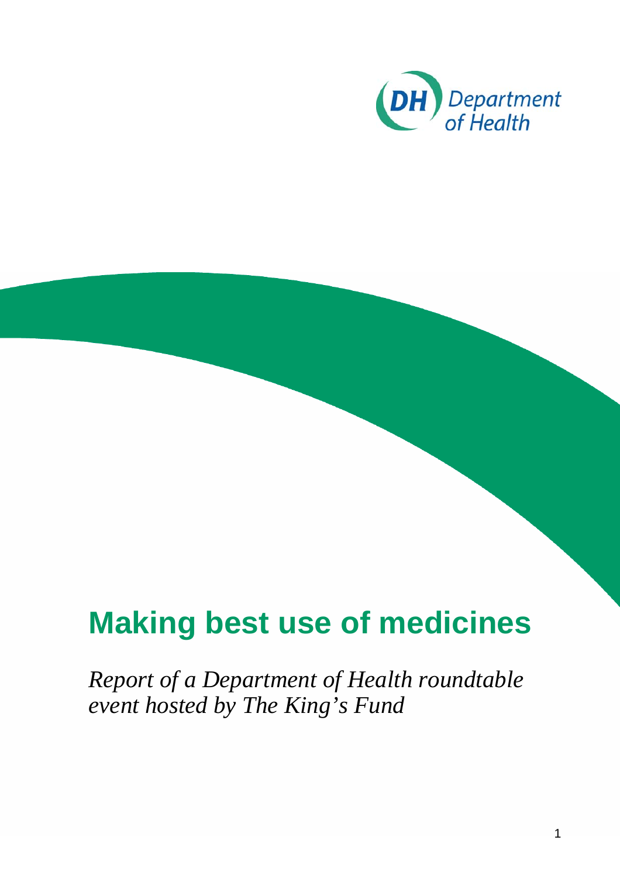DH Department of Health

# Making best use of medicines

*Report of a Department of Health roundtable event hosted by The King's Fund*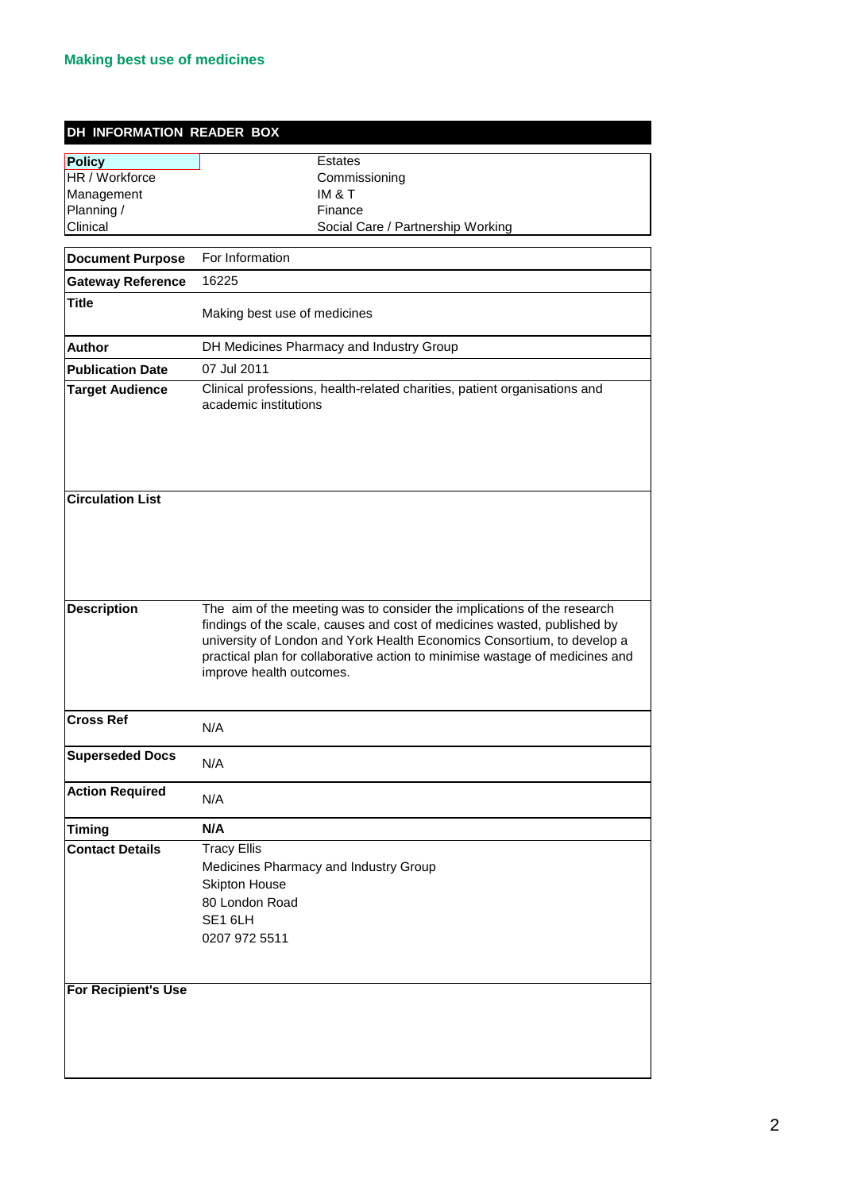Making best use of medicines

| DH INFORMATION READER BOX | |
|---|---|
| **Policy** | Estates |
| HR / Workforce | Commissioning |
| Management | IM & T |
| Planning / | Finance |
| Clinical | Social Care / Partnership Working |

| | |
|---|---|
| **Document Purpose** | For Information |
| **Gateway Reference** | 16225 |
| **Title** | Making best use of medicines |
| **Author** | DH Medicines Pharmacy and Industry Group |
| **Publication Date** | 07 Jul 2011 |
| **Target Audience** | Clinical professions, health-related charities, patient organisations and academic institutions |
| **Circulation List** | |
| **Description** | The aim of the meeting was to consider the implications of the research findings of the scale, causes and cost of medicines wasted, published by university of London and York Health Economics Consortium, to develop a practical plan for collaborative action to minimise wastage of medicines and improve health outcomes. |
| **Cross Ref** | N/A |
| **Superseded Docs** | N/A |
| **Action Required** | N/A |
| **Timing** | **N/A** |
| **Contact Details** | Tracy Ellis<br>Medicines Pharmacy and Industry Group<br>Skipton House<br>80 London Road<br>SE1 6LH<br>0207 972 5511 |
| **For Recipient's Use** | |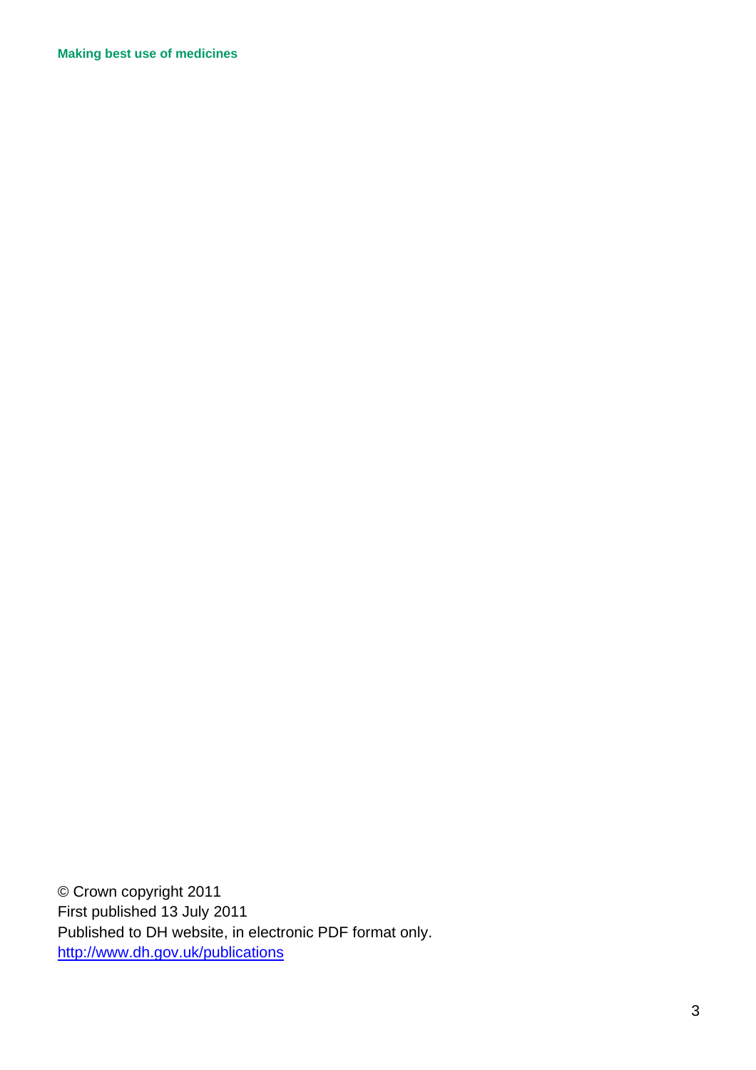© Crown copyright 2011
First published 13 July 2011
Published to DH website, in electronic PDF format only.
http://www.dh.gov.uk/publications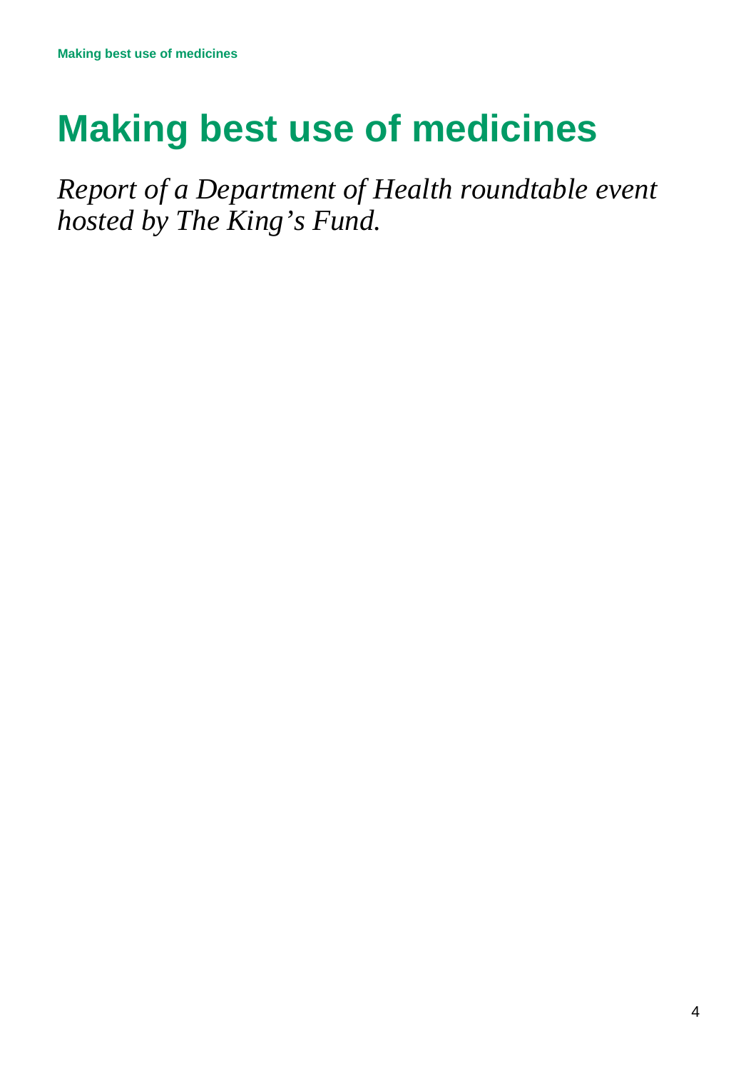# Making best use of medicines

*Report of a Department of Health roundtable event hosted by The King's Fund.*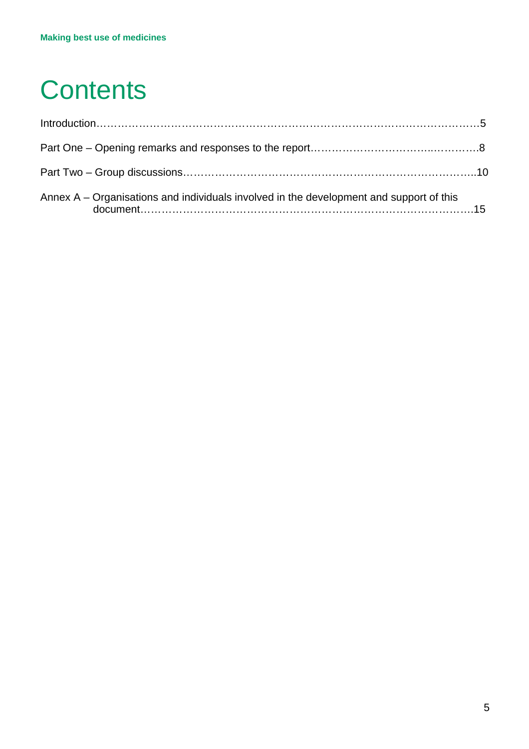# Contents

Introduction……………………………………………………………………………………………5

Part One – Opening remarks and responses to the report…………………………..…………8

Part Two – Group discussions…………………………………………………………………..10

Annex A – Organisations and individuals involved in the development and support of this document…………………………………………………………………………….15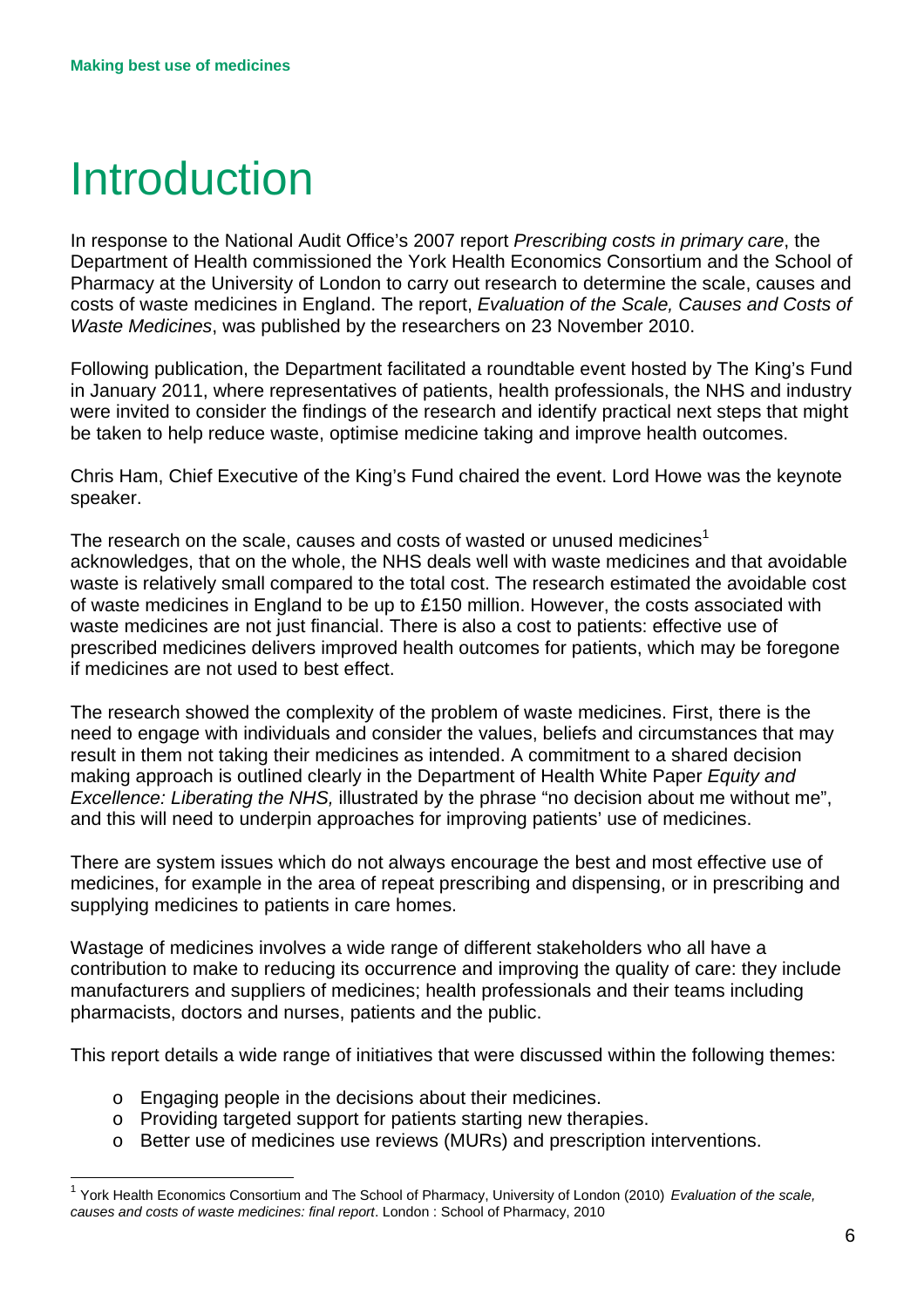# Introduction

In response to the National Audit Office's 2007 report *Prescribing costs in primary care*, the Department of Health commissioned the York Health Economics Consortium and the School of Pharmacy at the University of London to carry out research to determine the scale, causes and costs of waste medicines in England. The report, *Evaluation of the Scale, Causes and Costs of Waste Medicines*, was published by the researchers on 23 November 2010.

Following publication, the Department facilitated a roundtable event hosted by The King's Fund in January 2011, where representatives of patients, health professionals, the NHS and industry were invited to consider the findings of the research and identify practical next steps that might be taken to help reduce waste, optimise medicine taking and improve health outcomes.

Chris Ham, Chief Executive of the King's Fund chaired the event. Lord Howe was the keynote speaker.

The research on the scale, causes and costs of wasted or unused medicines[1] acknowledges, that on the whole, the NHS deals well with waste medicines and that avoidable waste is relatively small compared to the total cost. The research estimated the avoidable cost of waste medicines in England to be up to £150 million. However, the costs associated with waste medicines are not just financial. There is also a cost to patients: effective use of prescribed medicines delivers improved health outcomes for patients, which may be foregone if medicines are not used to best effect.

The research showed the complexity of the problem of waste medicines. First, there is the need to engage with individuals and consider the values, beliefs and circumstances that may result in them not taking their medicines as intended. A commitment to a shared decision making approach is outlined clearly in the Department of Health White Paper *Equity and Excellence: Liberating the NHS,* illustrated by the phrase "no decision about me without me", and this will need to underpin approaches for improving patients' use of medicines.

There are system issues which do not always encourage the best and most effective use of medicines, for example in the area of repeat prescribing and dispensing, or in prescribing and supplying medicines to patients in care homes.

Wastage of medicines involves a wide range of different stakeholders who all have a contribution to make to reducing its occurrence and improving the quality of care: they include manufacturers and suppliers of medicines; health professionals and their teams including pharmacists, doctors and nurses, patients and the public.

This report details a wide range of initiatives that were discussed within the following themes:

- Engaging people in the decisions about their medicines.
- Providing targeted support for patients starting new therapies.
- Better use of medicines use reviews (MURs) and prescription interventions.

---

[1] York Health Economics Consortium and The School of Pharmacy, University of London (2010) *Evaluation of the scale, causes and costs of waste medicines: final report*. London : School of Pharmacy, 2010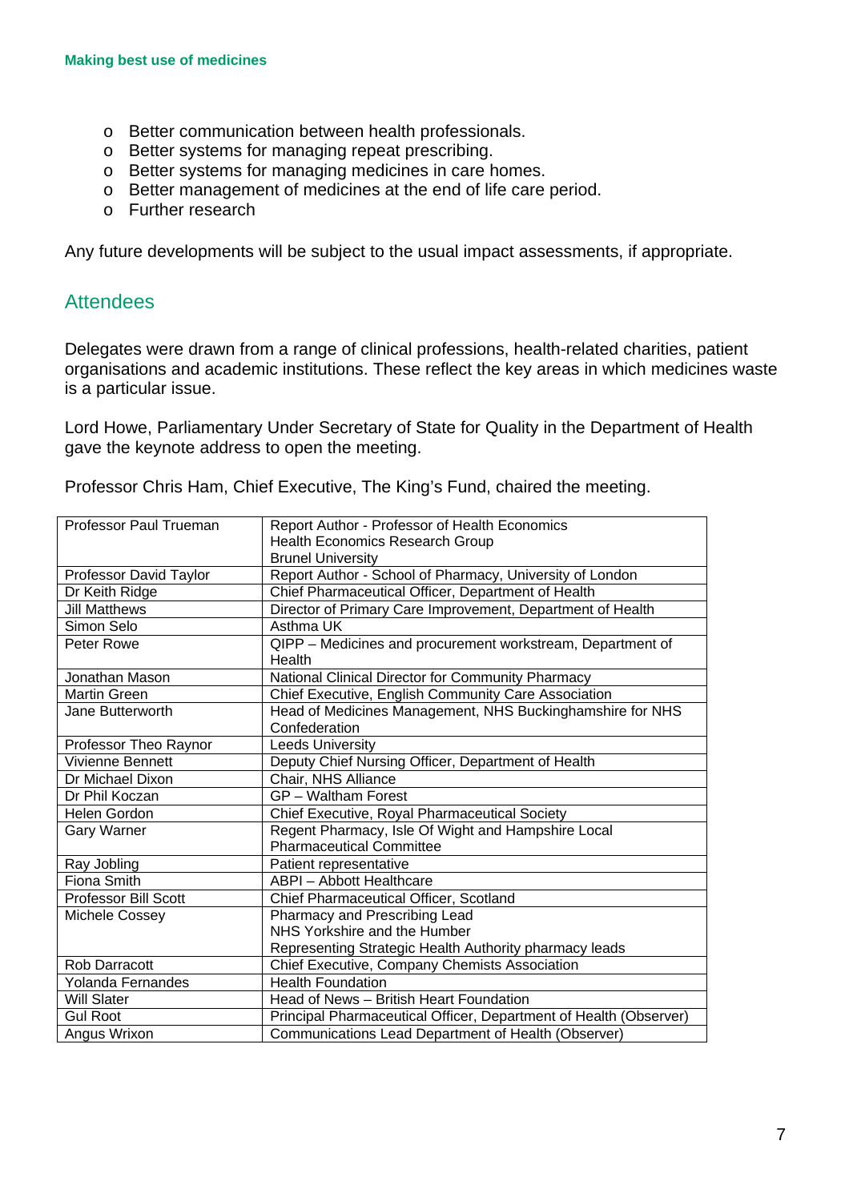- Better communication between health professionals.
- Better systems for managing repeat prescribing.
- Better systems for managing medicines in care homes.
- Better management of medicines at the end of life care period.
- Further research

Any future developments will be subject to the usual impact assessments, if appropriate.

## Attendees

Delegates were drawn from a range of clinical professions, health-related charities, patient organisations and academic institutions. These reflect the key areas in which medicines waste is a particular issue.

Lord Howe, Parliamentary Under Secretary of State for Quality in the Department of Health gave the keynote address to open the meeting.

Professor Chris Ham, Chief Executive, The King's Fund, chaired the meeting.

| | |
|---|---|
| Professor Paul Trueman | Report Author - Professor of Health Economics<br>Health Economics Research Group<br>Brunel University |
| Professor David Taylor | Report Author - School of Pharmacy, University of London |
| Dr Keith Ridge | Chief Pharmaceutical Officer, Department of Health |
| Jill Matthews | Director of Primary Care Improvement, Department of Health |
| Simon Selo | Asthma UK |
| Peter Rowe | QIPP – Medicines and procurement workstream, Department of Health |
| Jonathan Mason | National Clinical Director for Community Pharmacy |
| Martin Green | Chief Executive, English Community Care Association |
| Jane Butterworth | Head of Medicines Management, NHS Buckinghamshire for NHS Confederation |
| Professor Theo Raynor | Leeds University |
| Vivienne Bennett | Deputy Chief Nursing Officer, Department of Health |
| Dr Michael Dixon | Chair, NHS Alliance |
| Dr Phil Koczan | GP – Waltham Forest |
| Helen Gordon | Chief Executive, Royal Pharmaceutical Society |
| Gary Warner | Regent Pharmacy, Isle Of Wight and Hampshire Local Pharmaceutical Committee |
| Ray Jobling | Patient representative |
| Fiona Smith | ABPI – Abbott Healthcare |
| Professor Bill Scott | Chief Pharmaceutical Officer, Scotland |
| Michele Cossey | Pharmacy and Prescribing Lead<br>NHS Yorkshire and the Humber<br>Representing Strategic Health Authority pharmacy leads |
| Rob Darracott | Chief Executive, Company Chemists Association |
| Yolanda Fernandes | Health Foundation |
| Will Slater | Head of News – British Heart Foundation |
| Gul Root | Principal Pharmaceutical Officer, Department of Health (Observer) |
| Angus Wrixon | Communications Lead Department of Health (Observer) |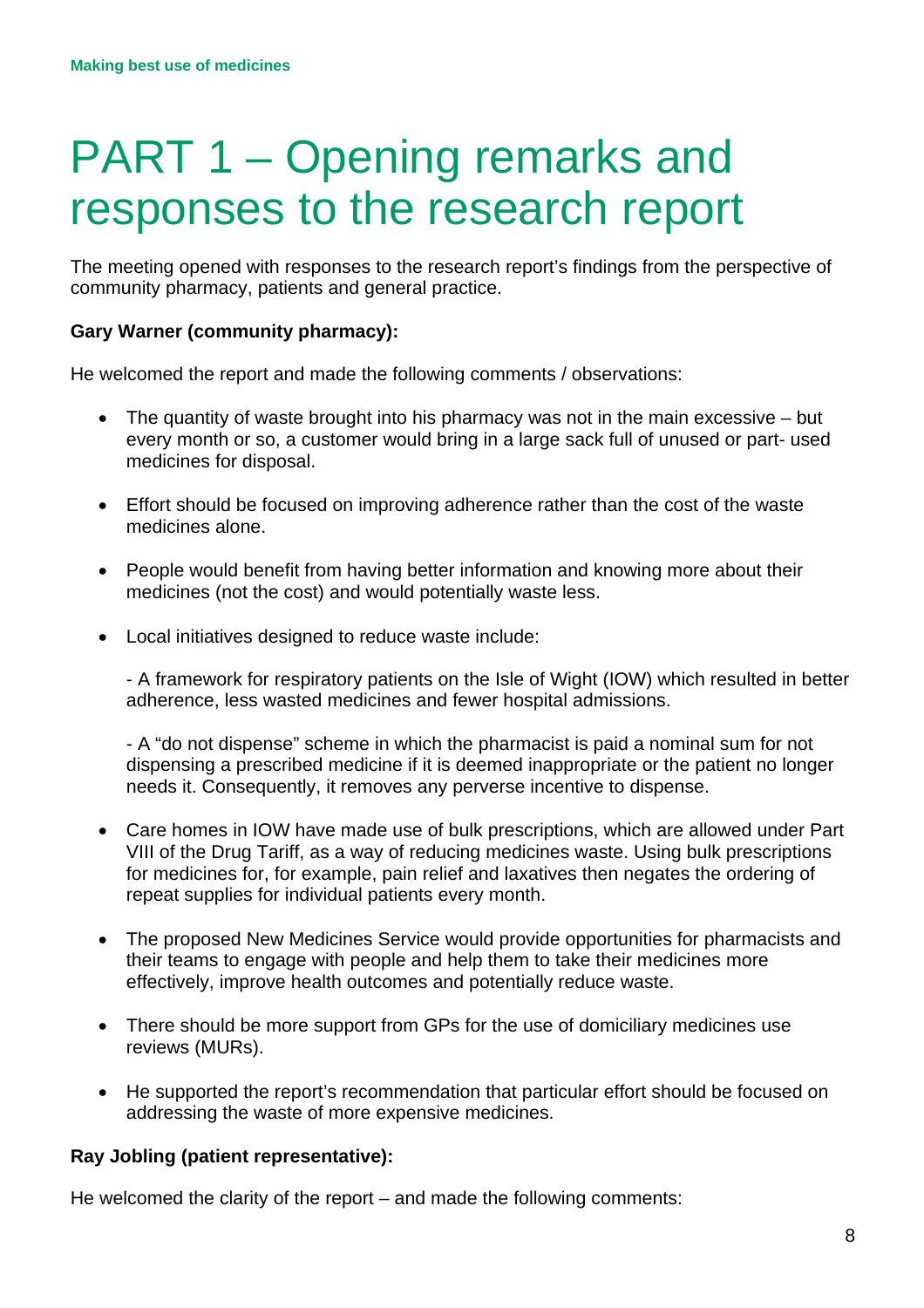# PART 1 – Opening remarks and responses to the research report

The meeting opened with responses to the research report's findings from the perspective of community pharmacy, patients and general practice.

**Gary Warner (community pharmacy):**

He welcomed the report and made the following comments / observations:

- The quantity of waste brought into his pharmacy was not in the main excessive – but every month or so, a customer would bring in a large sack full of unused or part- used medicines for disposal.

- Effort should be focused on improving adherence rather than the cost of the waste medicines alone.

- People would benefit from having better information and knowing more about their medicines (not the cost) and would potentially waste less.

- Local initiatives designed to reduce waste include:

  - A framework for respiratory patients on the Isle of Wight (IOW) which resulted in better adherence, less wasted medicines and fewer hospital admissions.

  - A "do not dispense" scheme in which the pharmacist is paid a nominal sum for not dispensing a prescribed medicine if it is deemed inappropriate or the patient no longer needs it. Consequently, it removes any perverse incentive to dispense.

- Care homes in IOW have made use of bulk prescriptions, which are allowed under Part VIII of the Drug Tariff, as a way of reducing medicines waste. Using bulk prescriptions for medicines for, for example, pain relief and laxatives then negates the ordering of repeat supplies for individual patients every month.

- The proposed New Medicines Service would provide opportunities for pharmacists and their teams to engage with people and help them to take their medicines more effectively, improve health outcomes and potentially reduce waste.

- There should be more support from GPs for the use of domiciliary medicines use reviews (MURs).

- He supported the report's recommendation that particular effort should be focused on addressing the waste of more expensive medicines.

**Ray Jobling (patient representative):**

He welcomed the clarity of the report – and made the following comments: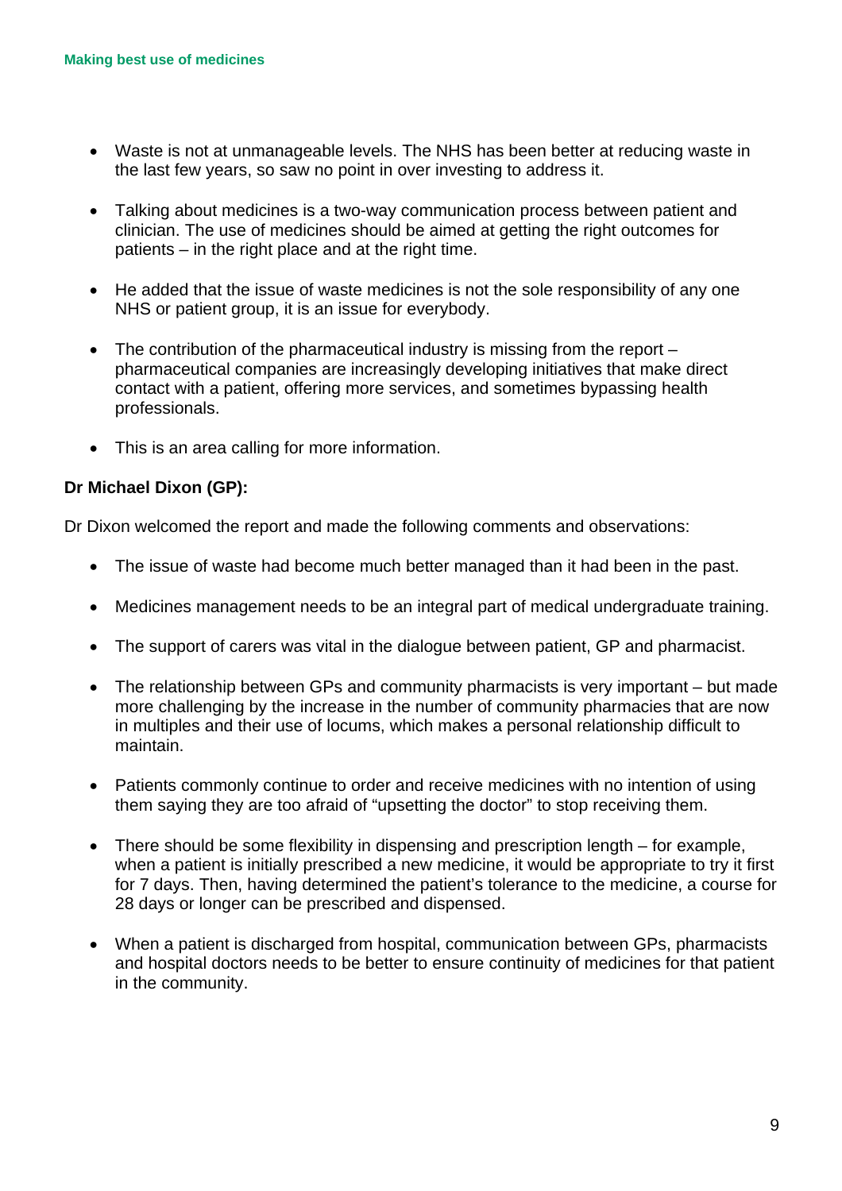- Waste is not at unmanageable levels. The NHS has been better at reducing waste in the last few years, so saw no point in over investing to address it.

- Talking about medicines is a two-way communication process between patient and clinician. The use of medicines should be aimed at getting the right outcomes for patients – in the right place and at the right time.

- He added that the issue of waste medicines is not the sole responsibility of any one NHS or patient group, it is an issue for everybody.

- The contribution of the pharmaceutical industry is missing from the report – pharmaceutical companies are increasingly developing initiatives that make direct contact with a patient, offering more services, and sometimes bypassing health professionals.

- This is an area calling for more information.

**Dr Michael Dixon (GP):**

Dr Dixon welcomed the report and made the following comments and observations:

- The issue of waste had become much better managed than it had been in the past.

- Medicines management needs to be an integral part of medical undergraduate training.

- The support of carers was vital in the dialogue between patient, GP and pharmacist.

- The relationship between GPs and community pharmacists is very important – but made more challenging by the increase in the number of community pharmacies that are now in multiples and their use of locums, which makes a personal relationship difficult to maintain.

- Patients commonly continue to order and receive medicines with no intention of using them saying they are too afraid of "upsetting the doctor" to stop receiving them.

- There should be some flexibility in dispensing and prescription length – for example, when a patient is initially prescribed a new medicine, it would be appropriate to try it first for 7 days. Then, having determined the patient's tolerance to the medicine, a course for 28 days or longer can be prescribed and dispensed.

- When a patient is discharged from hospital, communication between GPs, pharmacists and hospital doctors needs to be better to ensure continuity of medicines for that patient in the community.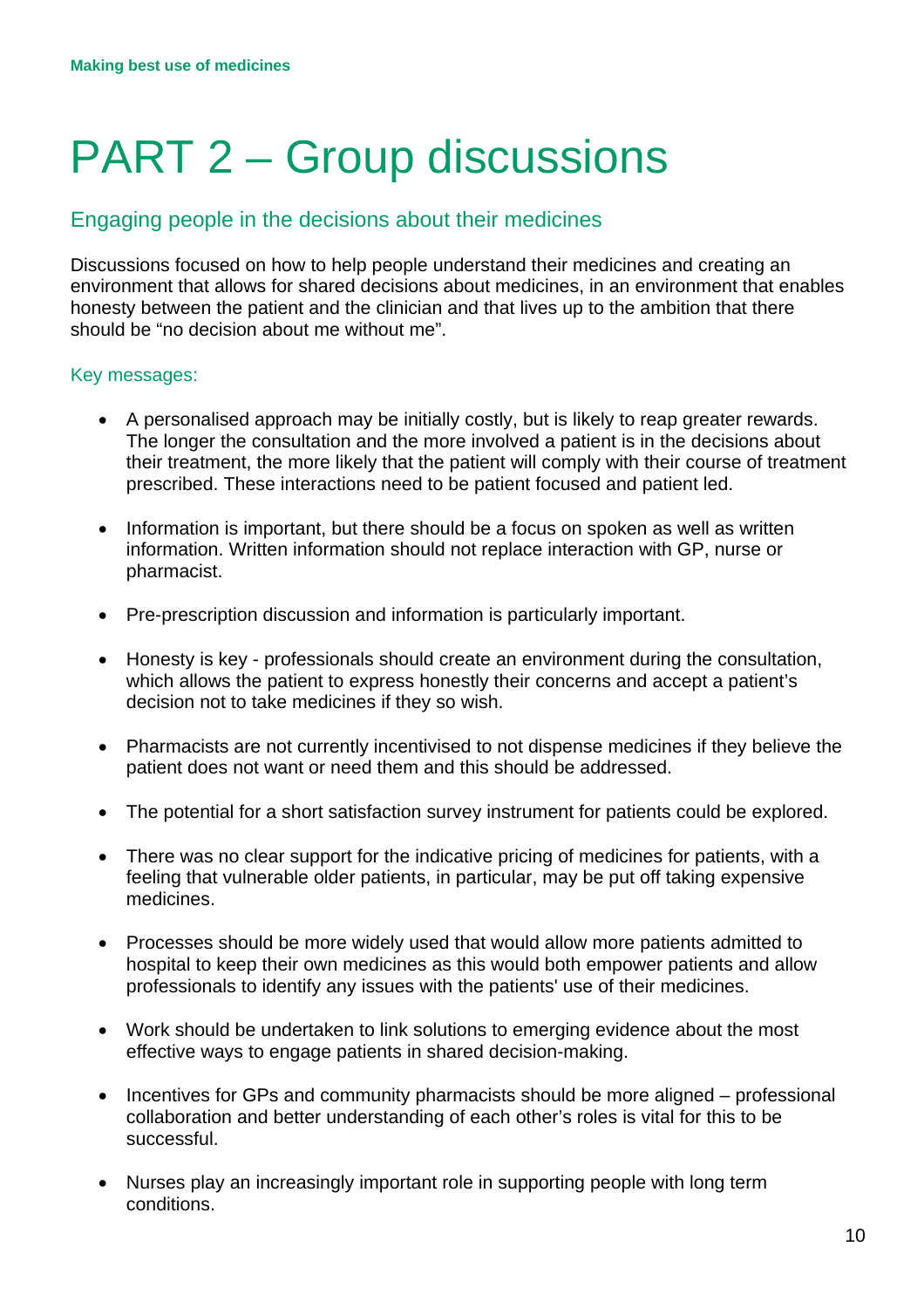# PART 2 – Group discussions

## Engaging people in the decisions about their medicines

Discussions focused on how to help people understand their medicines and creating an environment that allows for shared decisions about medicines, in an environment that enables honesty between the patient and the clinician and that lives up to the ambition that there should be "no decision about me without me".

### Key messages:

- A personalised approach may be initially costly, but is likely to reap greater rewards. The longer the consultation and the more involved a patient is in the decisions about their treatment, the more likely that the patient will comply with their course of treatment prescribed. These interactions need to be patient focused and patient led.

- Information is important, but there should be a focus on spoken as well as written information. Written information should not replace interaction with GP, nurse or pharmacist.

- Pre-prescription discussion and information is particularly important.

- Honesty is key - professionals should create an environment during the consultation, which allows the patient to express honestly their concerns and accept a patient's decision not to take medicines if they so wish.

- Pharmacists are not currently incentivised to not dispense medicines if they believe the patient does not want or need them and this should be addressed.

- The potential for a short satisfaction survey instrument for patients could be explored.

- There was no clear support for the indicative pricing of medicines for patients, with a feeling that vulnerable older patients, in particular, may be put off taking expensive medicines.

- Processes should be more widely used that would allow more patients admitted to hospital to keep their own medicines as this would both empower patients and allow professionals to identify any issues with the patients' use of their medicines.

- Work should be undertaken to link solutions to emerging evidence about the most effective ways to engage patients in shared decision-making.

- Incentives for GPs and community pharmacists should be more aligned – professional collaboration and better understanding of each other's roles is vital for this to be successful.

- Nurses play an increasingly important role in supporting people with long term conditions.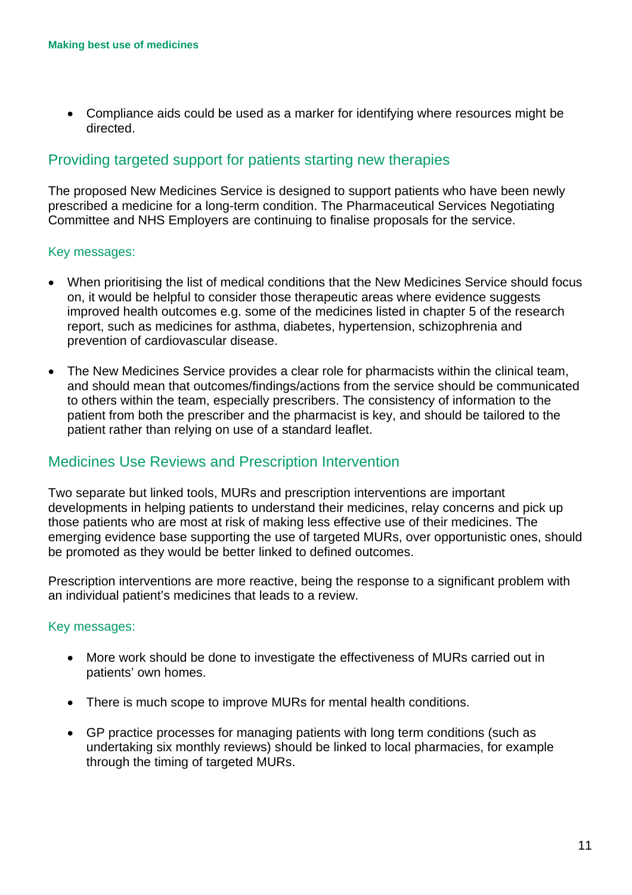- Compliance aids could be used as a marker for identifying where resources might be directed.

## Providing targeted support for patients starting new therapies

The proposed New Medicines Service is designed to support patients who have been newly prescribed a medicine for a long-term condition. The Pharmaceutical Services Negotiating Committee and NHS Employers are continuing to finalise proposals for the service.

### Key messages:

- When prioritising the list of medical conditions that the New Medicines Service should focus on, it would be helpful to consider those therapeutic areas where evidence suggests improved health outcomes e.g. some of the medicines listed in chapter 5 of the research report, such as medicines for asthma, diabetes, hypertension, schizophrenia and prevention of cardiovascular disease.

- The New Medicines Service provides a clear role for pharmacists within the clinical team, and should mean that outcomes/findings/actions from the service should be communicated to others within the team, especially prescribers. The consistency of information to the patient from both the prescriber and the pharmacist is key, and should be tailored to the patient rather than relying on use of a standard leaflet.

## Medicines Use Reviews and Prescription Intervention

Two separate but linked tools, MURs and prescription interventions are important developments in helping patients to understand their medicines, relay concerns and pick up those patients who are most at risk of making less effective use of their medicines. The emerging evidence base supporting the use of targeted MURs, over opportunistic ones, should be promoted as they would be better linked to defined outcomes.

Prescription interventions are more reactive, being the response to a significant problem with an individual patient's medicines that leads to a review.

### Key messages:

- More work should be done to investigate the effectiveness of MURs carried out in patients' own homes.

- There is much scope to improve MURs for mental health conditions.

- GP practice processes for managing patients with long term conditions (such as undertaking six monthly reviews) should be linked to local pharmacies, for example through the timing of targeted MURs.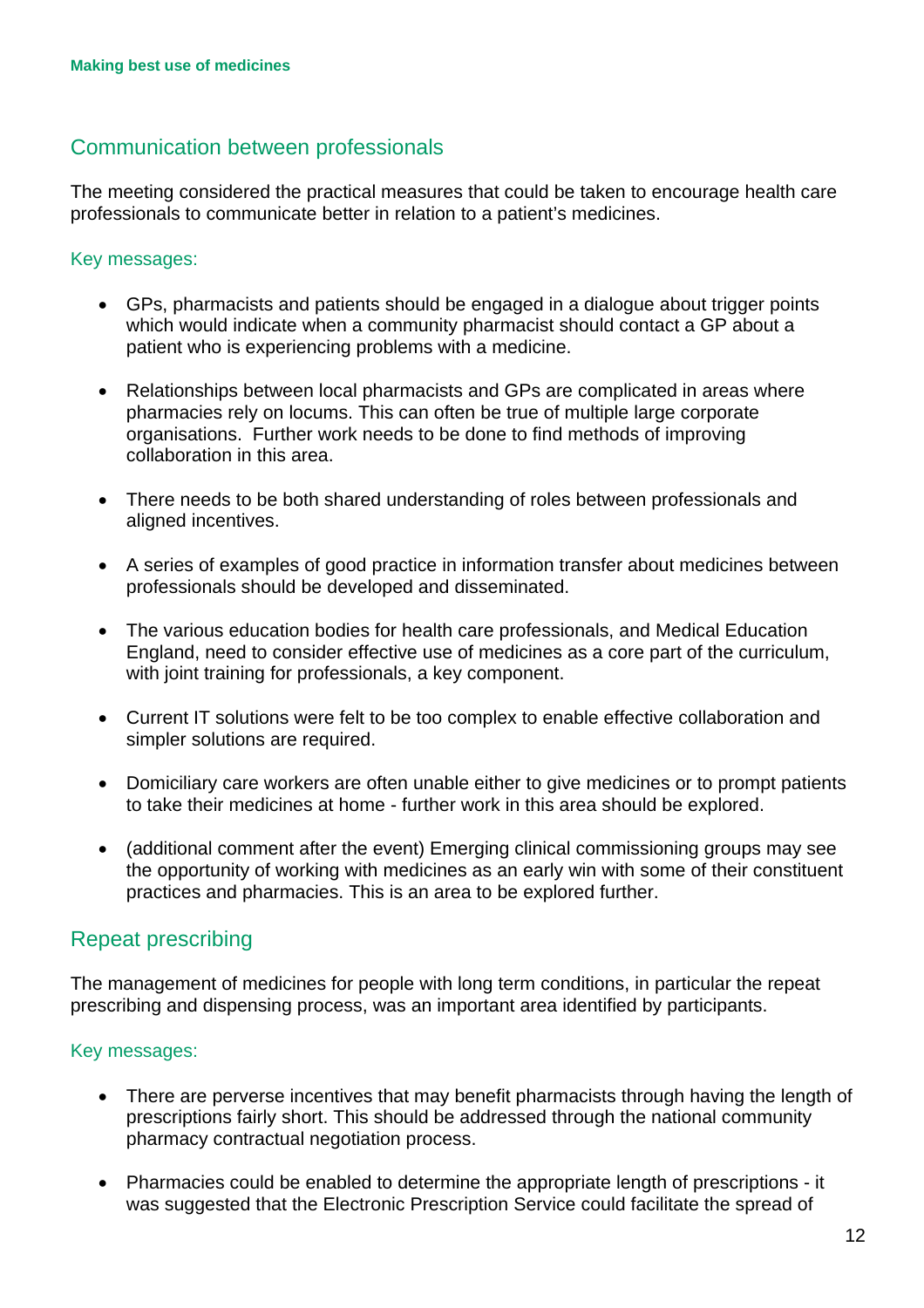## Communication between professionals

The meeting considered the practical measures that could be taken to encourage health care professionals to communicate better in relation to a patient's medicines.

### Key messages:

- GPs, pharmacists and patients should be engaged in a dialogue about trigger points which would indicate when a community pharmacist should contact a GP about a patient who is experiencing problems with a medicine.
- Relationships between local pharmacists and GPs are complicated in areas where pharmacies rely on locums. This can often be true of multiple large corporate organisations. Further work needs to be done to find methods of improving collaboration in this area.
- There needs to be both shared understanding of roles between professionals and aligned incentives.
- A series of examples of good practice in information transfer about medicines between professionals should be developed and disseminated.
- The various education bodies for health care professionals, and Medical Education England, need to consider effective use of medicines as a core part of the curriculum, with joint training for professionals, a key component.
- Current IT solutions were felt to be too complex to enable effective collaboration and simpler solutions are required.
- Domiciliary care workers are often unable either to give medicines or to prompt patients to take their medicines at home - further work in this area should be explored.
- (additional comment after the event) Emerging clinical commissioning groups may see the opportunity of working with medicines as an early win with some of their constituent practices and pharmacies. This is an area to be explored further.

## Repeat prescribing

The management of medicines for people with long term conditions, in particular the repeat prescribing and dispensing process, was an important area identified by participants.

### Key messages:

- There are perverse incentives that may benefit pharmacists through having the length of prescriptions fairly short. This should be addressed through the national community pharmacy contractual negotiation process.
- Pharmacies could be enabled to determine the appropriate length of prescriptions - it was suggested that the Electronic Prescription Service could facilitate the spread of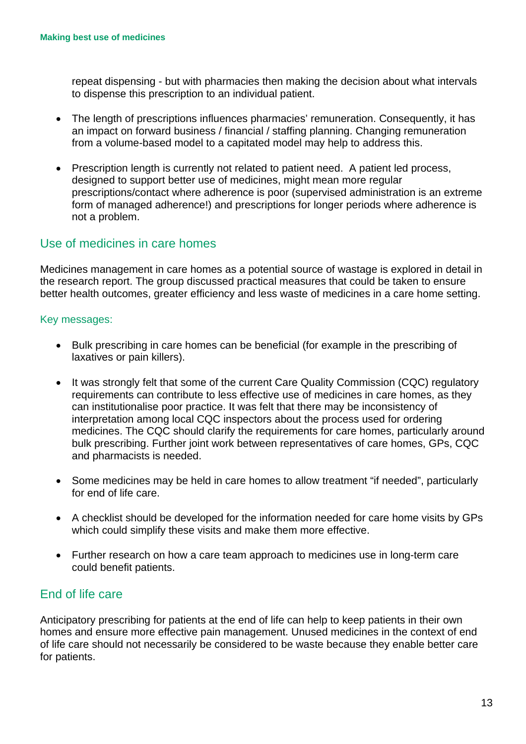repeat dispensing - but with pharmacies then making the decision about what intervals to dispense this prescription to an individual patient.

- The length of prescriptions influences pharmacies' remuneration. Consequently, it has an impact on forward business / financial / staffing planning. Changing remuneration from a volume-based model to a capitated model may help to address this.

- Prescription length is currently not related to patient need. A patient led process, designed to support better use of medicines, might mean more regular prescriptions/contact where adherence is poor (supervised administration is an extreme form of managed adherence!) and prescriptions for longer periods where adherence is not a problem.

## Use of medicines in care homes

Medicines management in care homes as a potential source of wastage is explored in detail in the research report. The group discussed practical measures that could be taken to ensure better health outcomes, greater efficiency and less waste of medicines in a care home setting.

### Key messages:

- Bulk prescribing in care homes can be beneficial (for example in the prescribing of laxatives or pain killers).

- It was strongly felt that some of the current Care Quality Commission (CQC) regulatory requirements can contribute to less effective use of medicines in care homes, as they can institutionalise poor practice. It was felt that there may be inconsistency of interpretation among local CQC inspectors about the process used for ordering medicines. The CQC should clarify the requirements for care homes, particularly around bulk prescribing. Further joint work between representatives of care homes, GPs, CQC and pharmacists is needed.

- Some medicines may be held in care homes to allow treatment "if needed", particularly for end of life care.

- A checklist should be developed for the information needed for care home visits by GPs which could simplify these visits and make them more effective.

- Further research on how a care team approach to medicines use in long-term care could benefit patients.

## End of life care

Anticipatory prescribing for patients at the end of life can help to keep patients in their own homes and ensure more effective pain management. Unused medicines in the context of end of life care should not necessarily be considered to be waste because they enable better care for patients.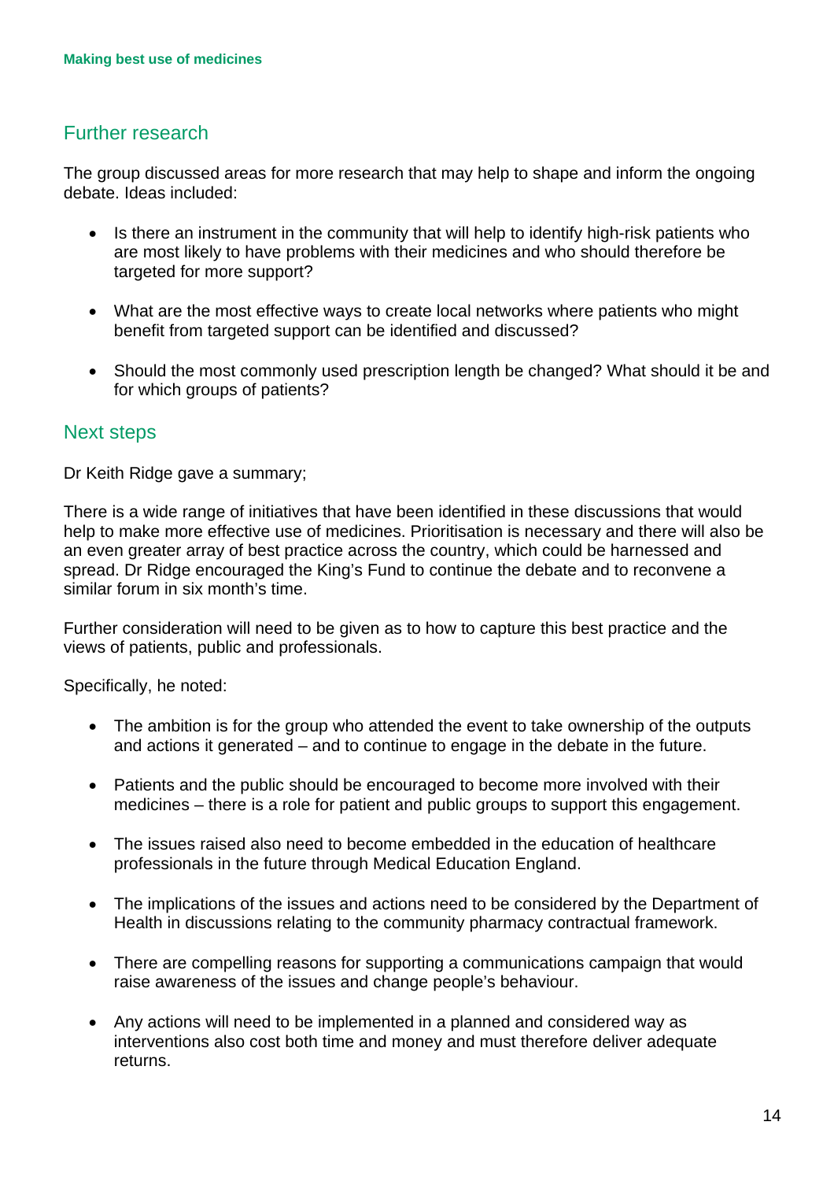## Further research

The group discussed areas for more research that may help to shape and inform the ongoing debate. Ideas included:

- Is there an instrument in the community that will help to identify high-risk patients who are most likely to have problems with their medicines and who should therefore be targeted for more support?
- What are the most effective ways to create local networks where patients who might benefit from targeted support can be identified and discussed?
- Should the most commonly used prescription length be changed? What should it be and for which groups of patients?

## Next steps

Dr Keith Ridge gave a summary;

There is a wide range of initiatives that have been identified in these discussions that would help to make more effective use of medicines. Prioritisation is necessary and there will also be an even greater array of best practice across the country, which could be harnessed and spread. Dr Ridge encouraged the King's Fund to continue the debate and to reconvene a similar forum in six month's time.

Further consideration will need to be given as to how to capture this best practice and the views of patients, public and professionals.

Specifically, he noted:

- The ambition is for the group who attended the event to take ownership of the outputs and actions it generated – and to continue to engage in the debate in the future.
- Patients and the public should be encouraged to become more involved with their medicines – there is a role for patient and public groups to support this engagement.
- The issues raised also need to become embedded in the education of healthcare professionals in the future through Medical Education England.
- The implications of the issues and actions need to be considered by the Department of Health in discussions relating to the community pharmacy contractual framework.
- There are compelling reasons for supporting a communications campaign that would raise awareness of the issues and change people's behaviour.
- Any actions will need to be implemented in a planned and considered way as interventions also cost both time and money and must therefore deliver adequate returns.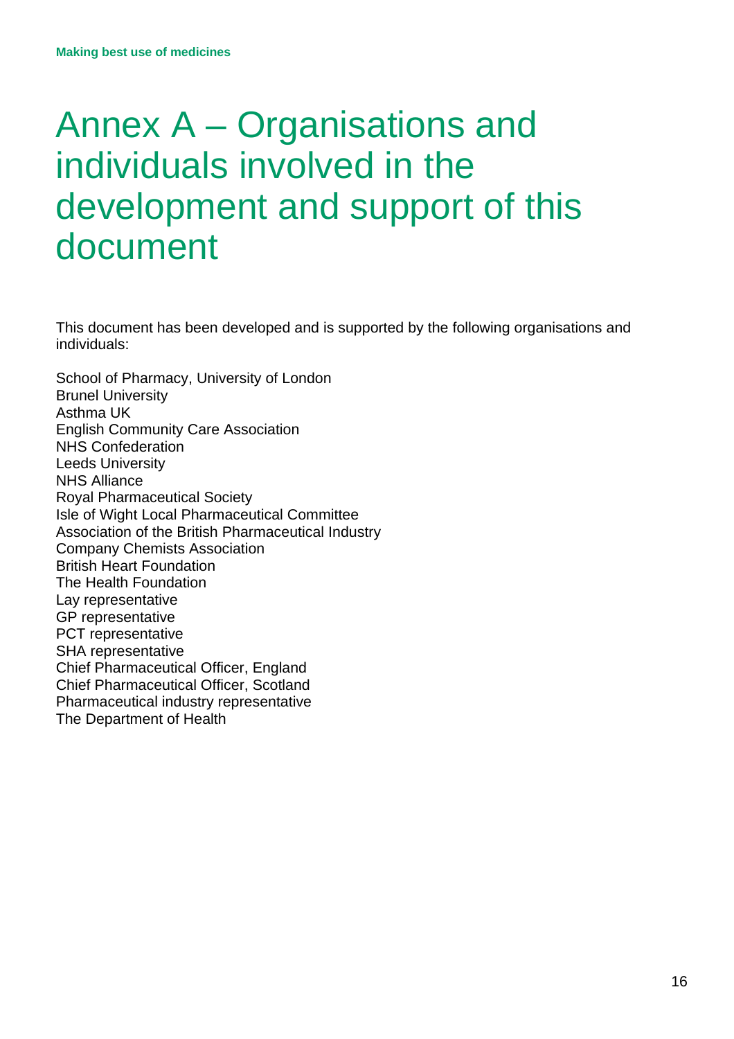# Annex A – Organisations and individuals involved in the development and support of this document

This document has been developed and is supported by the following organisations and individuals:

School of Pharmacy, University of London
Brunel University
Asthma UK
English Community Care Association
NHS Confederation
Leeds University
NHS Alliance
Royal Pharmaceutical Society
Isle of Wight Local Pharmaceutical Committee
Association of the British Pharmaceutical Industry
Company Chemists Association
British Heart Foundation
The Health Foundation
Lay representative
GP representative
PCT representative
SHA representative
Chief Pharmaceutical Officer, England
Chief Pharmaceutical Officer, Scotland
Pharmaceutical industry representative
The Department of Health